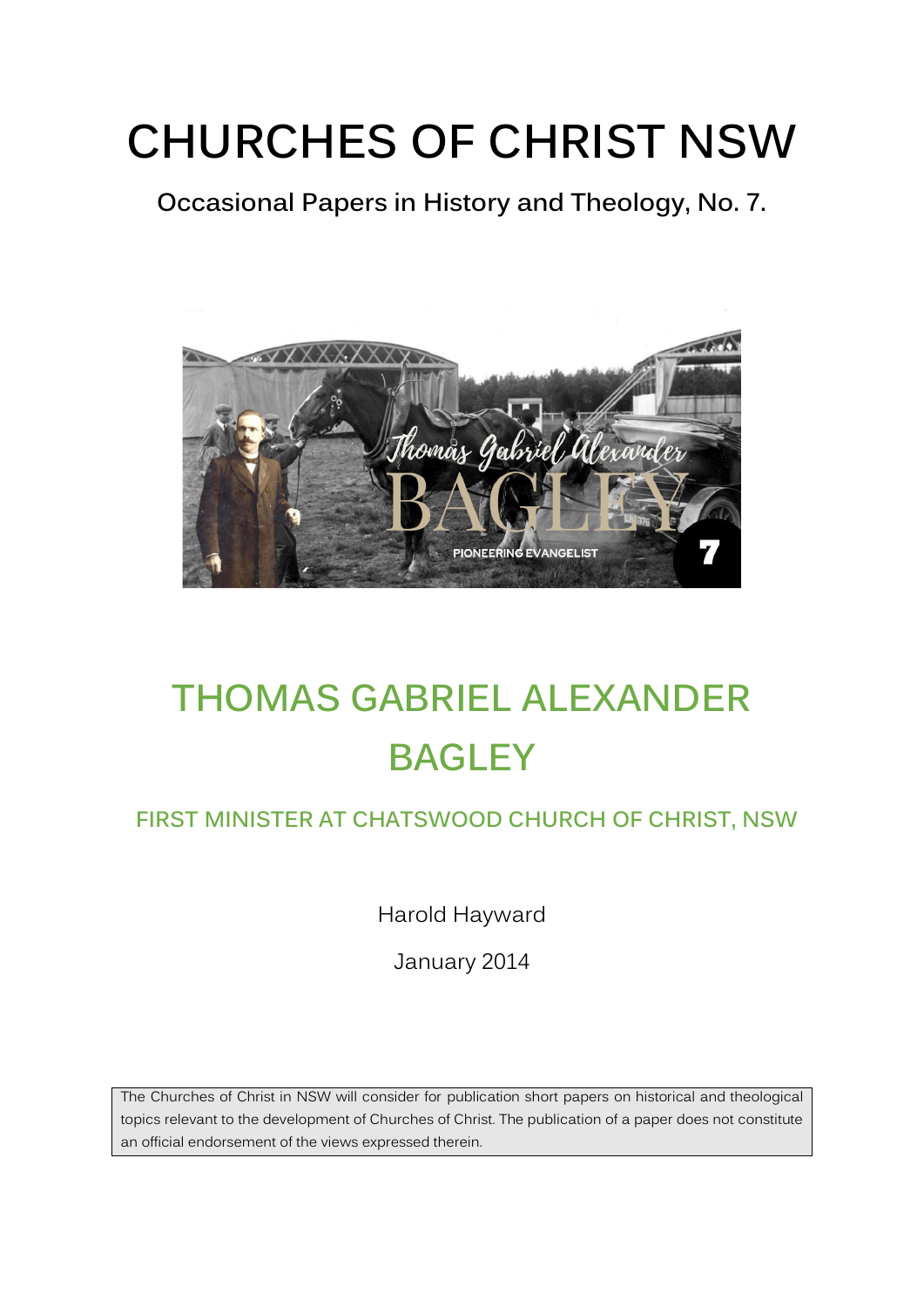# CHURCHES OF CHRIST NSW

**Occasional Papers in History and Theology, No. 7.**

## THOMAS GABRIEL ALEXANDER BAGLEY

### FIRST MINISTER AT CHATSWOOD CHURCH OF CHRIST, NSW

Harold Hayward

January 2014

The Churches of Christ in NSW will consider for publication short papers on historical and theological topics relevant to the development of Churches of Christ. The publication of a paper does not constitute an official endorsement of the views expressed therein.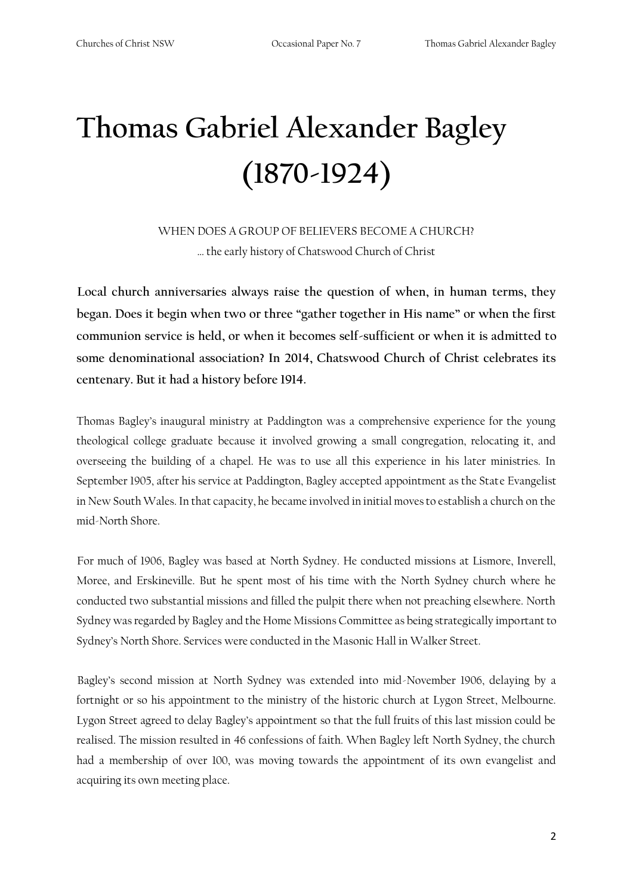# Thomas Gabriel Alexander Bagley (1870-1924)

WHEN DOES A GROUP OF BELIEVERS BECOME A CHURCH?

… the early history of Chatswood Church of Christ

**Local church anniversaries always raise the question of when, in human terms, they began. Does it begin when two or three "gather together in His name" or when the first communion service is held, or when it becomes self-sufficient or when it is admitted to some denominational association? In 2014, Chatswood Church of Christ celebrates its centenary. But it had a history before 1914.**

Thomas Bagley's inaugural ministry at Paddington was a comprehensive experience for the young theological college graduate because it involved growing a small congregation, relocating it, and overseeing the building of a chapel. He was to use all this experience in his later ministries. In September 1905, after his service at Paddington, Bagley accepted appointment as the State Evangelist in New South Wales. In that capacity, he became involved in initial moves to establish a church on the mid-North Shore.

For much of 1906, Bagley was based at North Sydney. He conducted missions at Lismore, Inverell, Moree, and Erskineville. But he spent most of his time with the North Sydney church where he conducted two substantial missions and filled the pulpit there when not preaching elsewhere. North Sydney was regarded by Bagley and the Home Missions Committee as being strategically important to Sydney's North Shore. Services were conducted in the Masonic Hall in Walker Street.

Bagley's second mission at North Sydney was extended into mid-November 1906, delaying by a fortnight or so his appointment to the ministry of the historic church at Lygon Street, Melbourne. Lygon Street agreed to delay Bagley's appointment so that the full fruits of this last mission could be realised. The mission resulted in 46 confessions of faith. When Bagley left North Sydney, the church had a membership of over 100, was moving towards the appointment of its own evangelist and acquiring its own meeting place.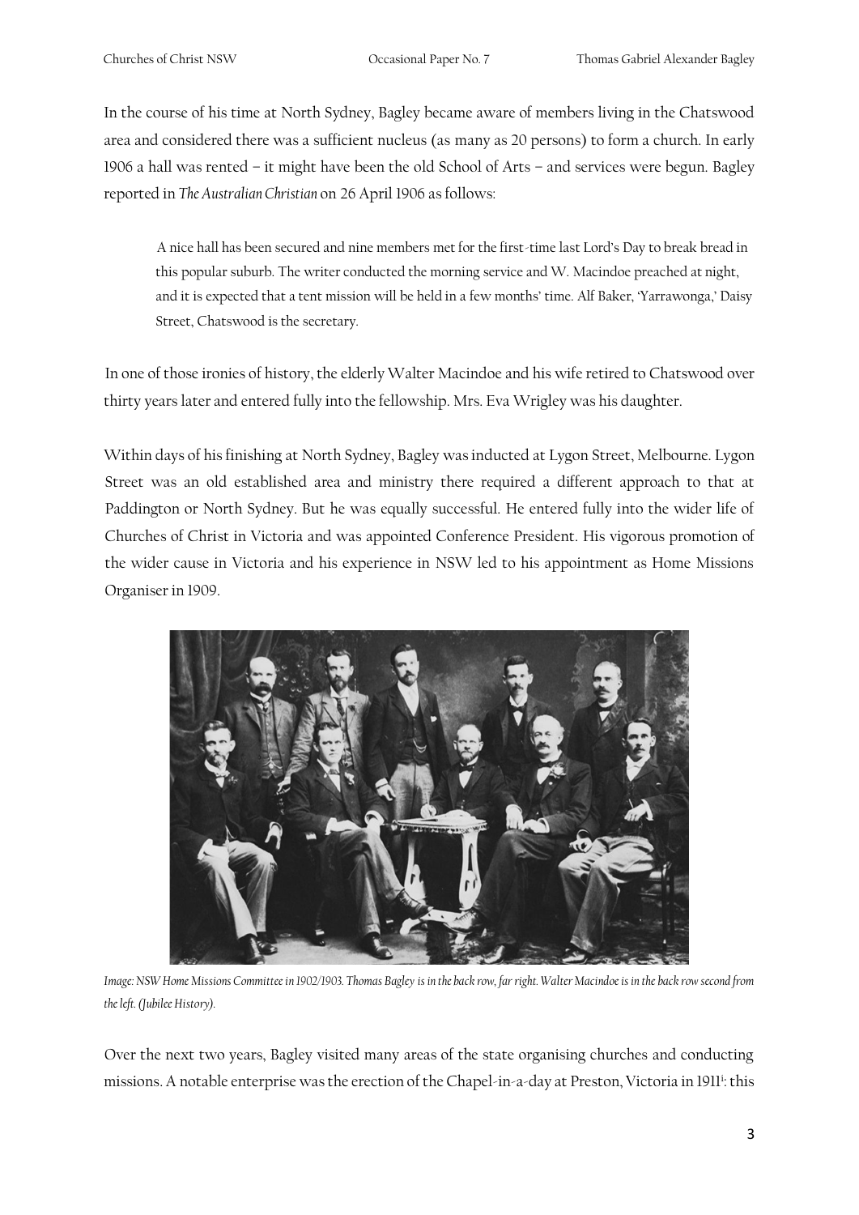In the course of his time at North Sydney, Bagley became aware of members living in the Chatswood area and considered there was a sufficient nucleus (as many as 20 persons) to form a church. In early 1906 a hall was rented – it might have been the old School of Arts – and services were begun. Bagley reported in *The Australian Christian* on 26 April 1906 as follows:

> A nice hall has been secured and nine members met for the first-time last Lord's Day to break bread in this popular suburb. The writer conducted the morning service and W. Macindoe preached at night, and it is expected that a tent mission will be held in a few months' time. Alf Baker, 'Yarrawonga,' Daisy Street, Chatswood is the secretary.

In one of those ironies of history, the elderly Walter Macindoe and his wife retired to Chatswood over thirty years later and entered fully into the fellowship. Mrs. Eva Wrigley was his daughter.

Within days of his finishing at North Sydney, Bagley was inducted at Lygon Street, Melbourne. Lygon Street was an old established area and ministry there required a different approach to that at Paddington or North Sydney. But he was equally successful. He entered fully into the wider life of Churches of Christ in Victoria and was appointed Conference President. His vigorous promotion of the wider cause in Victoria and his experience in NSW led to his appointment as Home Missions Organiser in 1909.

*Image: NSW Home Missions Committee in 1902/1903. Thomas Bagley is in the back row, far right. Walter Macindoe is in the back row second from the left. (Jubilee History).*

Over the next two years, Bagley visited many areas of the state organising churches and conducting missions. A notable enterprise was the erection of the Chapel-in-a-day at Preston, Victoria in 1911[i]: this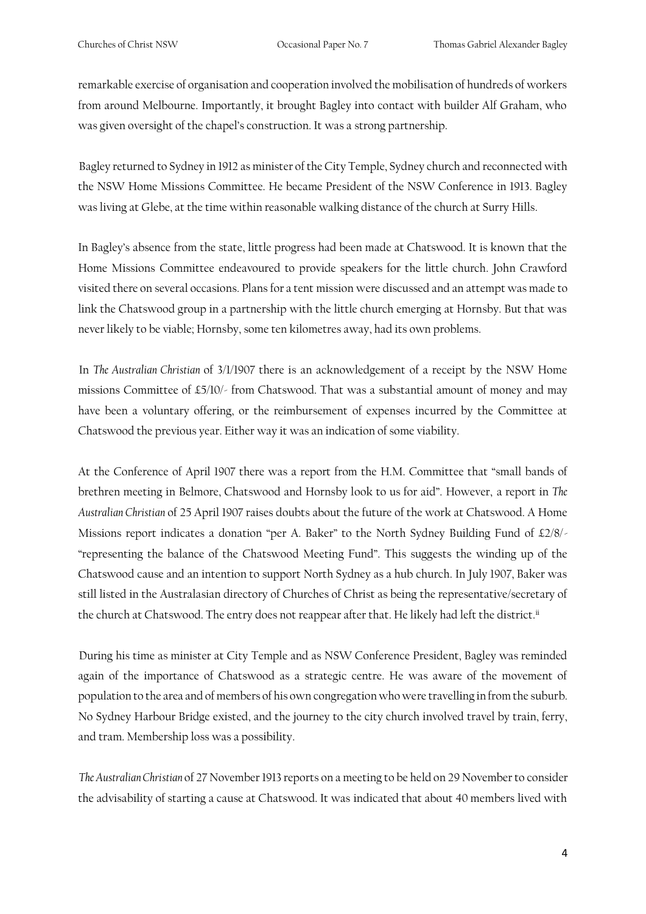remarkable exercise of organisation and cooperation involved the mobilisation of hundreds of workers from around Melbourne. Importantly, it brought Bagley into contact with builder Alf Graham, who was given oversight of the chapel's construction. It was a strong partnership.

Bagley returned to Sydney in 1912 as minister of the City Temple, Sydney church and reconnected with the NSW Home Missions Committee. He became President of the NSW Conference in 1913. Bagley was living at Glebe, at the time within reasonable walking distance of the church at Surry Hills.

In Bagley's absence from the state, little progress had been made at Chatswood. It is known that the Home Missions Committee endeavoured to provide speakers for the little church. John Crawford visited there on several occasions. Plans for a tent mission were discussed and an attempt was made to link the Chatswood group in a partnership with the little church emerging at Hornsby. But that was never likely to be viable; Hornsby, some ten kilometres away, had its own problems.

In *The Australian Christian* of 3/1/1907 there is an acknowledgement of a receipt by the NSW Home missions Committee of £5/10/- from Chatswood. That was a substantial amount of money and may have been a voluntary offering, or the reimbursement of expenses incurred by the Committee at Chatswood the previous year. Either way it was an indication of some viability.

At the Conference of April 1907 there was a report from the H.M. Committee that "small bands of brethren meeting in Belmore, Chatswood and Hornsby look to us for aid". However, a report in *The Australian Christian* of 25 April 1907 raises doubts about the future of the work at Chatswood. A Home Missions report indicates a donation "per A. Baker" to the North Sydney Building Fund of £2/8/- "representing the balance of the Chatswood Meeting Fund". This suggests the winding up of the Chatswood cause and an intention to support North Sydney as a hub church. In July 1907, Baker was still listed in the Australasian directory of Churches of Christ as being the representative/secretary of the church at Chatswood. The entry does not reappear after that. He likely had left the district.[ii]

During his time as minister at City Temple and as NSW Conference President, Bagley was reminded again of the importance of Chatswood as a strategic centre. He was aware of the movement of population to the area and of members of his own congregation who were travelling in from the suburb. No Sydney Harbour Bridge existed, and the journey to the city church involved travel by train, ferry, and tram. Membership loss was a possibility.

*The Australian Christian* of 27 November 1913 reports on a meeting to be held on 29 November to consider the advisability of starting a cause at Chatswood. It was indicated that about 40 members lived with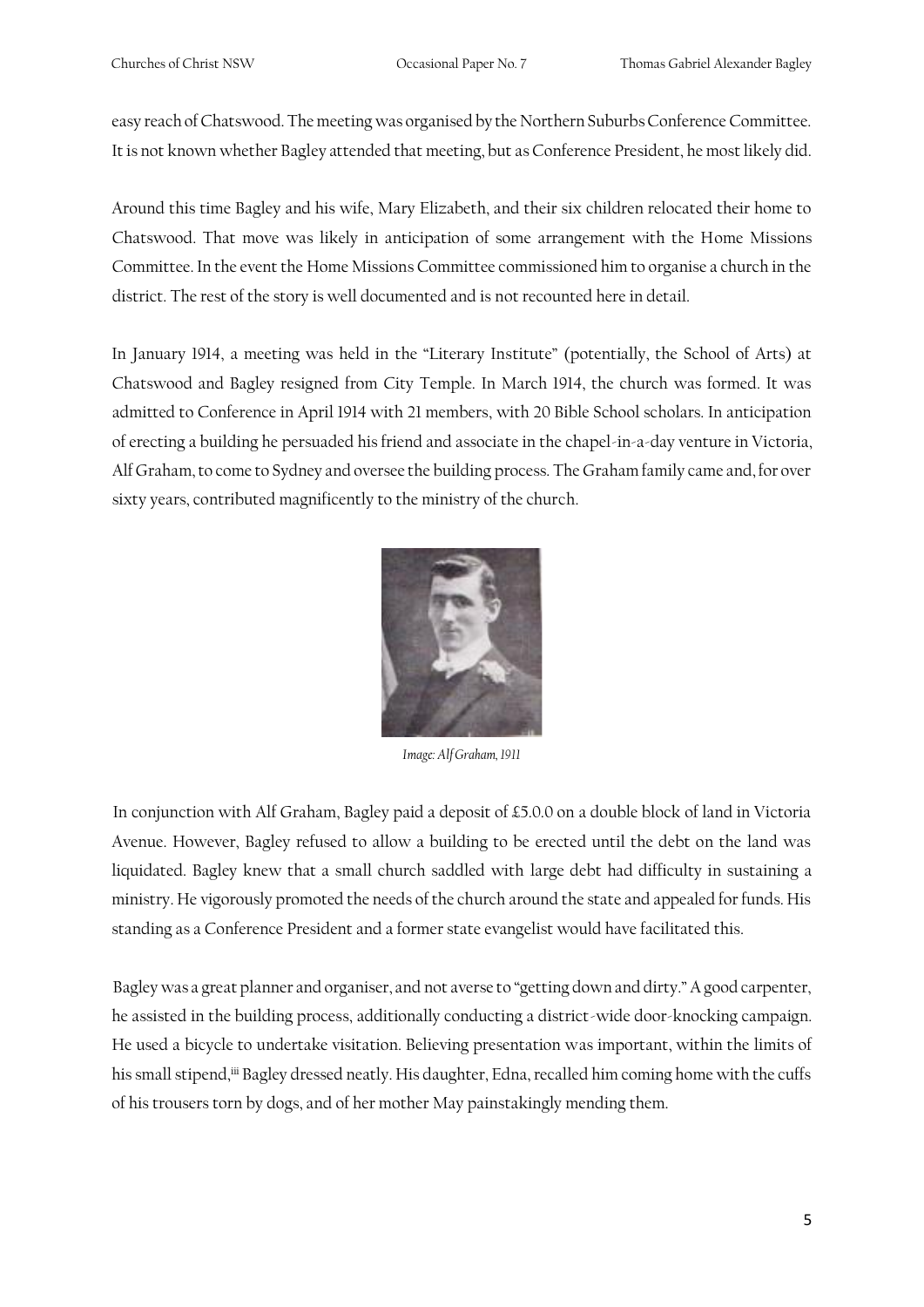easy reach of Chatswood. The meeting was organised by the Northern Suburbs Conference Committee. It is not known whether Bagley attended that meeting, but as Conference President, he most likely did.

Around this time Bagley and his wife, Mary Elizabeth, and their six children relocated their home to Chatswood. That move was likely in anticipation of some arrangement with the Home Missions Committee. In the event the Home Missions Committee commissioned him to organise a church in the district. The rest of the story is well documented and is not recounted here in detail.

In January 1914, a meeting was held in the "Literary Institute" (potentially, the School of Arts) at Chatswood and Bagley resigned from City Temple. In March 1914, the church was formed. It was admitted to Conference in April 1914 with 21 members, with 20 Bible School scholars. In anticipation of erecting a building he persuaded his friend and associate in the chapel-in-a-day venture in Victoria, Alf Graham, to come to Sydney and oversee the building process. The Graham family came and, for over sixty years, contributed magnificently to the ministry of the church.

*Image: Alf Graham, 1911*

In conjunction with Alf Graham, Bagley paid a deposit of £5.0.0 on a double block of land in Victoria Avenue. However, Bagley refused to allow a building to be erected until the debt on the land was liquidated. Bagley knew that a small church saddled with large debt had difficulty in sustaining a ministry. He vigorously promoted the needs of the church around the state and appealed for funds. His standing as a Conference President and a former state evangelist would have facilitated this.

Bagley was a great planner and organiser, and not averse to "getting down and dirty." A good carpenter, he assisted in the building process, additionally conducting a district-wide door-knocking campaign. He used a bicycle to undertake visitation. Believing presentation was important, within the limits of his small stipend,[iii] Bagley dressed neatly. His daughter, Edna, recalled him coming home with the cuffs of his trousers torn by dogs, and of her mother May painstakingly mending them.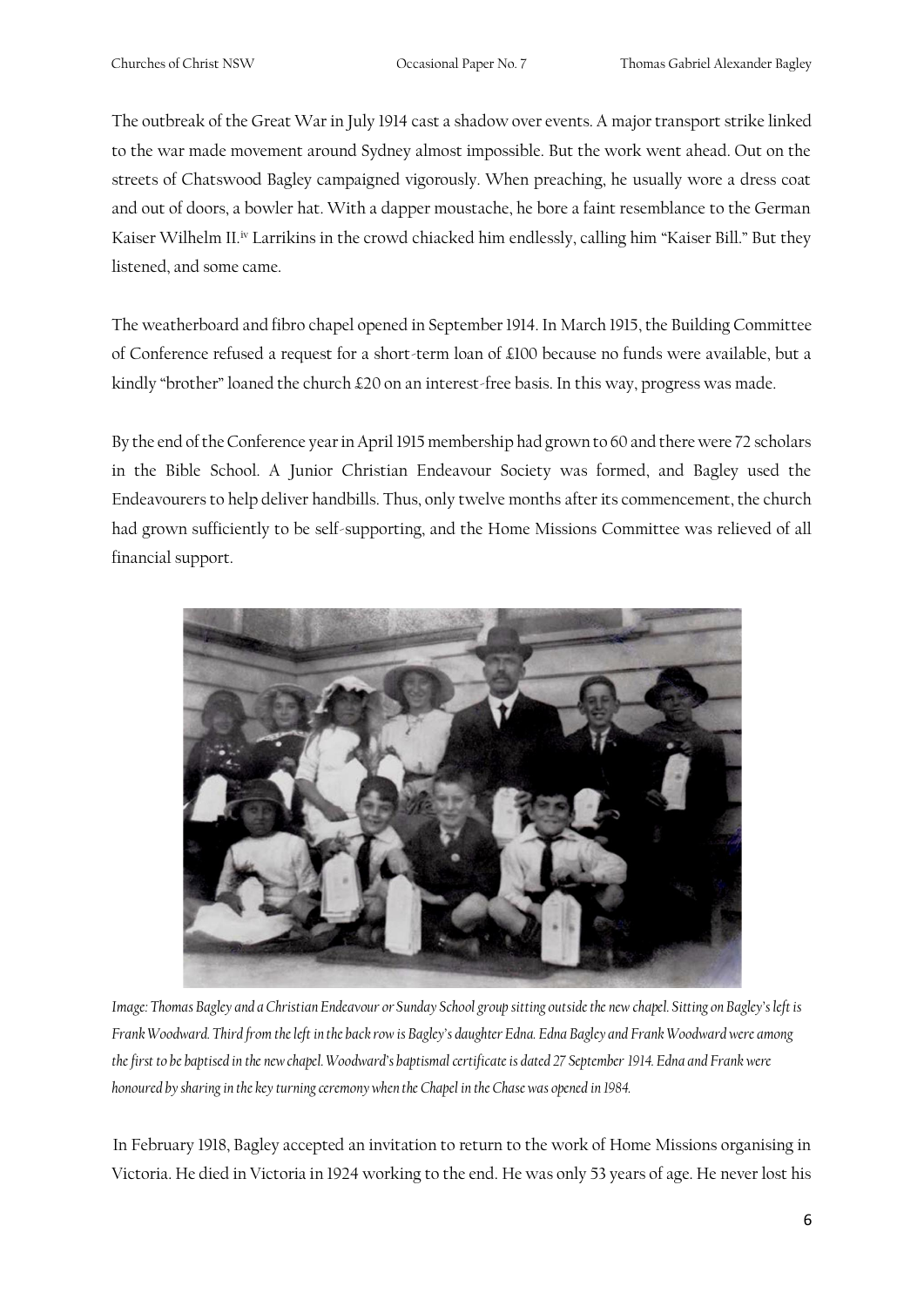The outbreak of the Great War in July 1914 cast a shadow over events. A major transport strike linked to the war made movement around Sydney almost impossible. But the work went ahead. Out on the streets of Chatswood Bagley campaigned vigorously. When preaching, he usually wore a dress coat and out of doors, a bowler hat. With a dapper moustache, he bore a faint resemblance to the German Kaiser Wilhelm II.[iv] Larrikins in the crowd chiacked him endlessly, calling him "Kaiser Bill." But they listened, and some came.

The weatherboard and fibro chapel opened in September 1914. In March 1915, the Building Committee of Conference refused a request for a short-term loan of £100 because no funds were available, but a kindly "brother" loaned the church £20 on an interest-free basis. In this way, progress was made.

By the end of the Conference year in April 1915 membership had grown to 60 and there were 72 scholars in the Bible School. A Junior Christian Endeavour Society was formed, and Bagley used the Endeavourers to help deliver handbills. Thus, only twelve months after its commencement, the church had grown sufficiently to be self-supporting, and the Home Missions Committee was relieved of all financial support.

*Image: Thomas Bagley and a Christian Endeavour or Sunday School group sitting outside the new chapel. Sitting on Bagley's left is Frank Woodward. Third from the left in the back row is Bagley's daughter Edna. Edna Bagley and Frank Woodward were among the first to be baptised in the new chapel. Woodward's baptismal certificate is dated 27 September 1914. Edna and Frank were honoured by sharing in the key turning ceremony when the Chapel in the Chase was opened in 1984.*

In February 1918, Bagley accepted an invitation to return to the work of Home Missions organising in Victoria. He died in Victoria in 1924 working to the end. He was only 53 years of age. He never lost his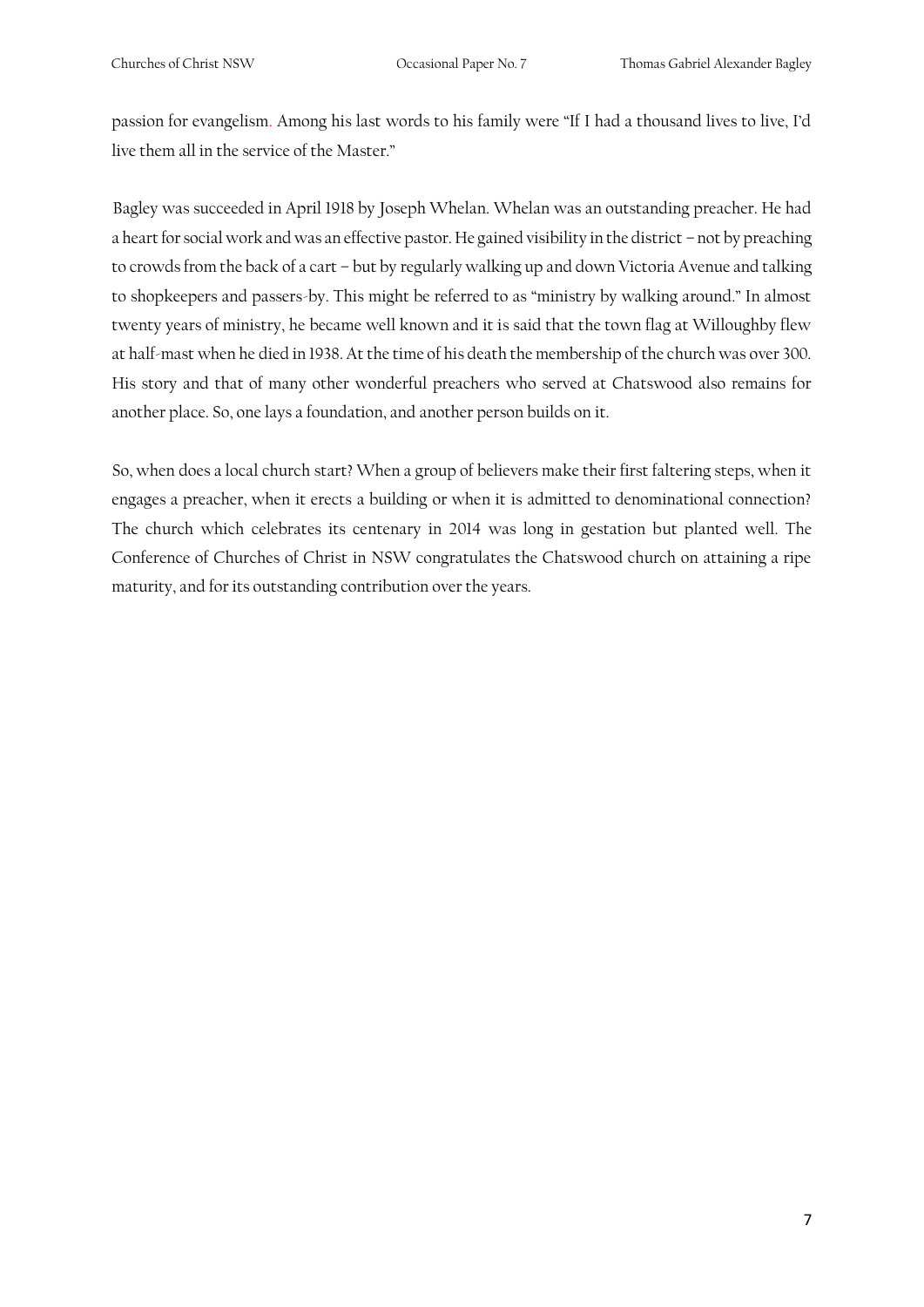passion for evangelism. Among his last words to his family were "If I had a thousand lives to live, I'd live them all in the service of the Master."

Bagley was succeeded in April 1918 by Joseph Whelan. Whelan was an outstanding preacher. He had a heart for social work and was an effective pastor. He gained visibility in the district – not by preaching to crowds from the back of a cart – but by regularly walking up and down Victoria Avenue and talking to shopkeepers and passers-by. This might be referred to as "ministry by walking around." In almost twenty years of ministry, he became well known and it is said that the town flag at Willoughby flew at half-mast when he died in 1938. At the time of his death the membership of the church was over 300. His story and that of many other wonderful preachers who served at Chatswood also remains for another place. So, one lays a foundation, and another person builds on it.

So, when does a local church start? When a group of believers make their first faltering steps, when it engages a preacher, when it erects a building or when it is admitted to denominational connection? The church which celebrates its centenary in 2014 was long in gestation but planted well. The Conference of Churches of Christ in NSW congratulates the Chatswood church on attaining a ripe maturity, and for its outstanding contribution over the years.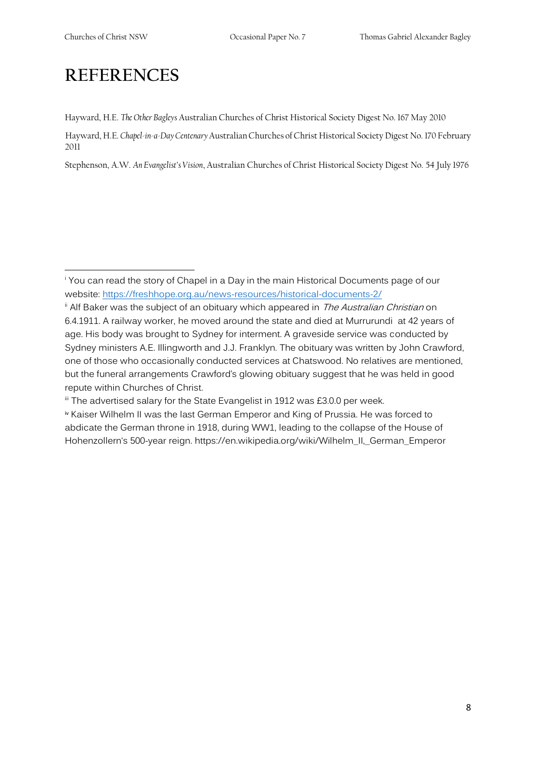# REFERENCES

Hayward, H.E. *The Other Bagleys* Australian Churches of Christ Historical Society Digest No. 167 May 2010

Hayward, H.E. *Chapel-in-a-Day Centenary* Australian Churches of Christ Historical Society Digest No. 170 February 2011

Stephenson, A.W. *An Evangelist's Vision*, Australian Churches of Christ Historical Society Digest No. 54 July 1976

---

[i] You can read the story of Chapel in a Day in the main Historical Documents page of our website: https://freshhope.org.au/news-resources/historical-documents-2/

[ii] Alf Baker was the subject of an obituary which appeared in *The Australian Christian* on 6.4.1911. A railway worker, he moved around the state and died at Murrurundi at 42 years of age. His body was brought to Sydney for interment. A graveside service was conducted by Sydney ministers A.E. Illingworth and J.J. Franklyn. The obituary was written by John Crawford, one of those who occasionally conducted services at Chatswood. No relatives are mentioned, but the funeral arrangements Crawford's glowing obituary suggest that he was held in good repute within Churches of Christ.

[iii] The advertised salary for the State Evangelist in 1912 was £3.0.0 per week.

[iv] Kaiser Wilhelm II was the last German Emperor and King of Prussia. He was forced to abdicate the German throne in 1918, during WW1, leading to the collapse of the House of Hohenzollern's 500-year reign. https://en.wikipedia.org/wiki/Wilhelm_II,_German_Emperor